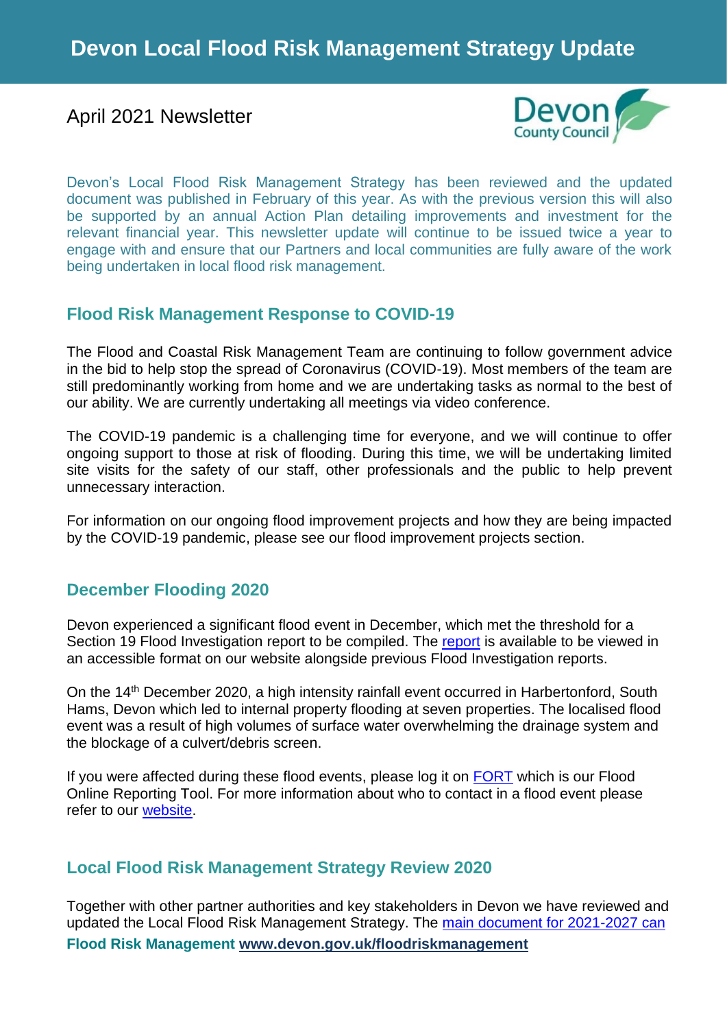# Devon Local Flood Risk Management Strategy Update

April 2021 Newsletter

Devon's Local Flood Risk Management Strategy has been reviewed and the updated document was published in February of this year. As with the previous version this will also be supported by an annual Action Plan detailing improvements and investment for the relevant financial year. This newsletter update will continue to be issued twice a year to engage with and ensure that our Partners and local communities are fully aware of the work being undertaken in local flood risk management.

## Flood Risk Management Response to COVID-19

The Flood and Coastal Risk Management Team are continuing to follow government advice in the bid to help stop the spread of Coronavirus (COVID-19). Most members of the team are still predominantly working from home and we are undertaking tasks as normal to the best of our ability. We are currently undertaking all meetings via video conference.

The COVID-19 pandemic is a challenging time for everyone, and we will continue to offer ongoing support to those at risk of flooding. During this time, we will be undertaking limited site visits for the safety of our staff, other professionals and the public to help prevent unnecessary interaction.

For information on our ongoing flood improvement projects and how they are being impacted by the COVID-19 pandemic, please see our flood improvement projects section.

## December Flooding 2020

Devon experienced a significant flood event in December, which met the threshold for a Section 19 Flood Investigation report to be compiled. The report is available to be viewed in an accessible format on our website alongside previous Flood Investigation reports.

On the 14th December 2020, a high intensity rainfall event occurred in Harbertonford, South Hams, Devon which led to internal property flooding at seven properties. The localised flood event was a result of high volumes of surface water overwhelming the drainage system and the blockage of a culvert/debris screen.

If you were affected during these flood events, please log it on FORT which is our Flood Online Reporting Tool. For more information about who to contact in a flood event please refer to our website.

## Local Flood Risk Management Strategy Review 2020

Together with other partner authorities and key stakeholders in Devon we have reviewed and updated the Local Flood Risk Management Strategy. The main document for 2021-2027 can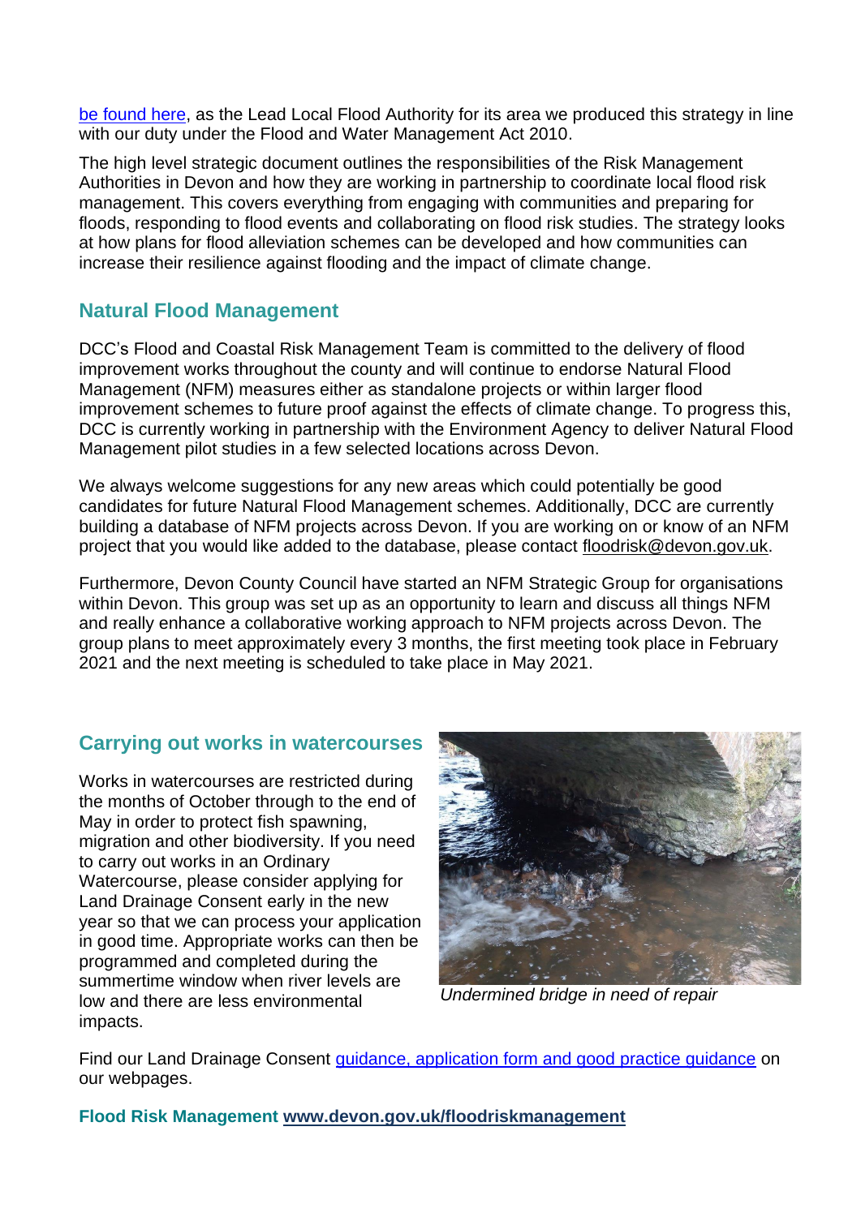be found here, as the Lead Local Flood Authority for its area we produced this strategy in line with our duty under the Flood and Water Management Act 2010.

The high level strategic document outlines the responsibilities of the Risk Management Authorities in Devon and how they are working in partnership to coordinate local flood risk management. This covers everything from engaging with communities and preparing for floods, responding to flood events and collaborating on flood risk studies. The strategy looks at how plans for flood alleviation schemes can be developed and how communities can increase their resilience against flooding and the impact of climate change.

## Natural Flood Management

DCC's Flood and Coastal Risk Management Team is committed to the delivery of flood improvement works throughout the county and will continue to endorse Natural Flood Management (NFM) measures either as standalone projects or within larger flood improvement schemes to future proof against the effects of climate change. To progress this, DCC is currently working in partnership with the Environment Agency to deliver Natural Flood Management pilot studies in a few selected locations across Devon.

We always welcome suggestions for any new areas which could potentially be good candidates for future Natural Flood Management schemes. Additionally, DCC are currently building a database of NFM projects across Devon. If you are working on or know of an NFM project that you would like added to the database, please contact floodrisk@devon.gov.uk.

Furthermore, Devon County Council have started an NFM Strategic Group for organisations within Devon. This group was set up as an opportunity to learn and discuss all things NFM and really enhance a collaborative working approach to NFM projects across Devon. The group plans to meet approximately every 3 months, the first meeting took place in February 2021 and the next meeting is scheduled to take place in May 2021.

## Carrying out works in watercourses

Works in watercourses are restricted during the months of October through to the end of May in order to protect fish spawning, migration and other biodiversity. If you need to carry out works in an Ordinary Watercourse, please consider applying for Land Drainage Consent early in the new year so that we can process your application in good time. Appropriate works can then be programmed and completed during the summertime window when river levels are low and there are less environmental impacts.

*Undermined bridge in need of repair*

Find our Land Drainage Consent guidance, application form and good practice guidance on our webpages.

**Flood Risk Management www.devon.gov.uk/floodriskmanagement**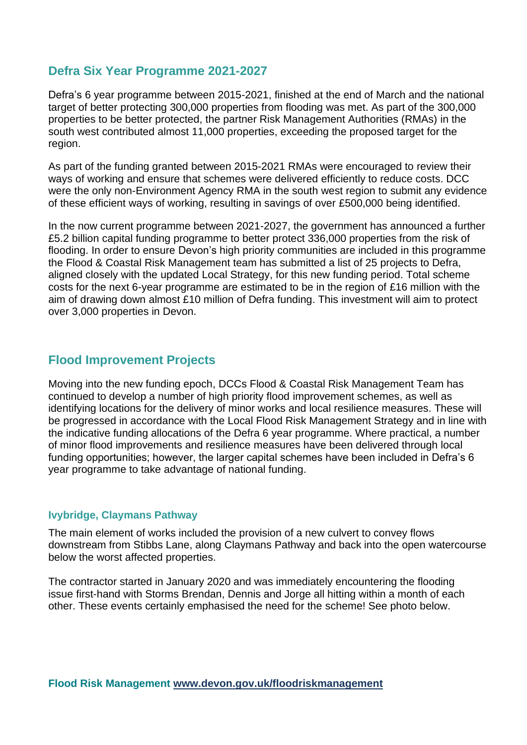## Defra Six Year Programme 2021-2027

Defra's 6 year programme between 2015-2021, finished at the end of March and the national target of better protecting 300,000 properties from flooding was met. As part of the 300,000 properties to be better protected, the partner Risk Management Authorities (RMAs) in the south west contributed almost 11,000 properties, exceeding the proposed target for the region.

As part of the funding granted between 2015-2021 RMAs were encouraged to review their ways of working and ensure that schemes were delivered efficiently to reduce costs. DCC were the only non-Environment Agency RMA in the south west region to submit any evidence of these efficient ways of working, resulting in savings of over £500,000 being identified.

In the now current programme between 2021-2027, the government has announced a further £5.2 billion capital funding programme to better protect 336,000 properties from the risk of flooding. In order to ensure Devon's high priority communities are included in this programme the Flood & Coastal Risk Management team has submitted a list of 25 projects to Defra, aligned closely with the updated Local Strategy, for this new funding period. Total scheme costs for the next 6-year programme are estimated to be in the region of £16 million with the aim of drawing down almost £10 million of Defra funding. This investment will aim to protect over 3,000 properties in Devon.

## Flood Improvement Projects

Moving into the new funding epoch, DCCs Flood & Coastal Risk Management Team has continued to develop a number of high priority flood improvement schemes, as well as identifying locations for the delivery of minor works and local resilience measures. These will be progressed in accordance with the Local Flood Risk Management Strategy and in line with the indicative funding allocations of the Defra 6 year programme. Where practical, a number of minor flood improvements and resilience measures have been delivered through local funding opportunities; however, the larger capital schemes have been included in Defra's 6 year programme to take advantage of national funding.

### Ivybridge, Claymans Pathway

The main element of works included the provision of a new culvert to convey flows downstream from Stibbs Lane, along Claymans Pathway and back into the open watercourse below the worst affected properties.

The contractor started in January 2020 and was immediately encountering the flooding issue first-hand with Storms Brendan, Dennis and Jorge all hitting within a month of each other. These events certainly emphasised the need for the scheme! See photo below.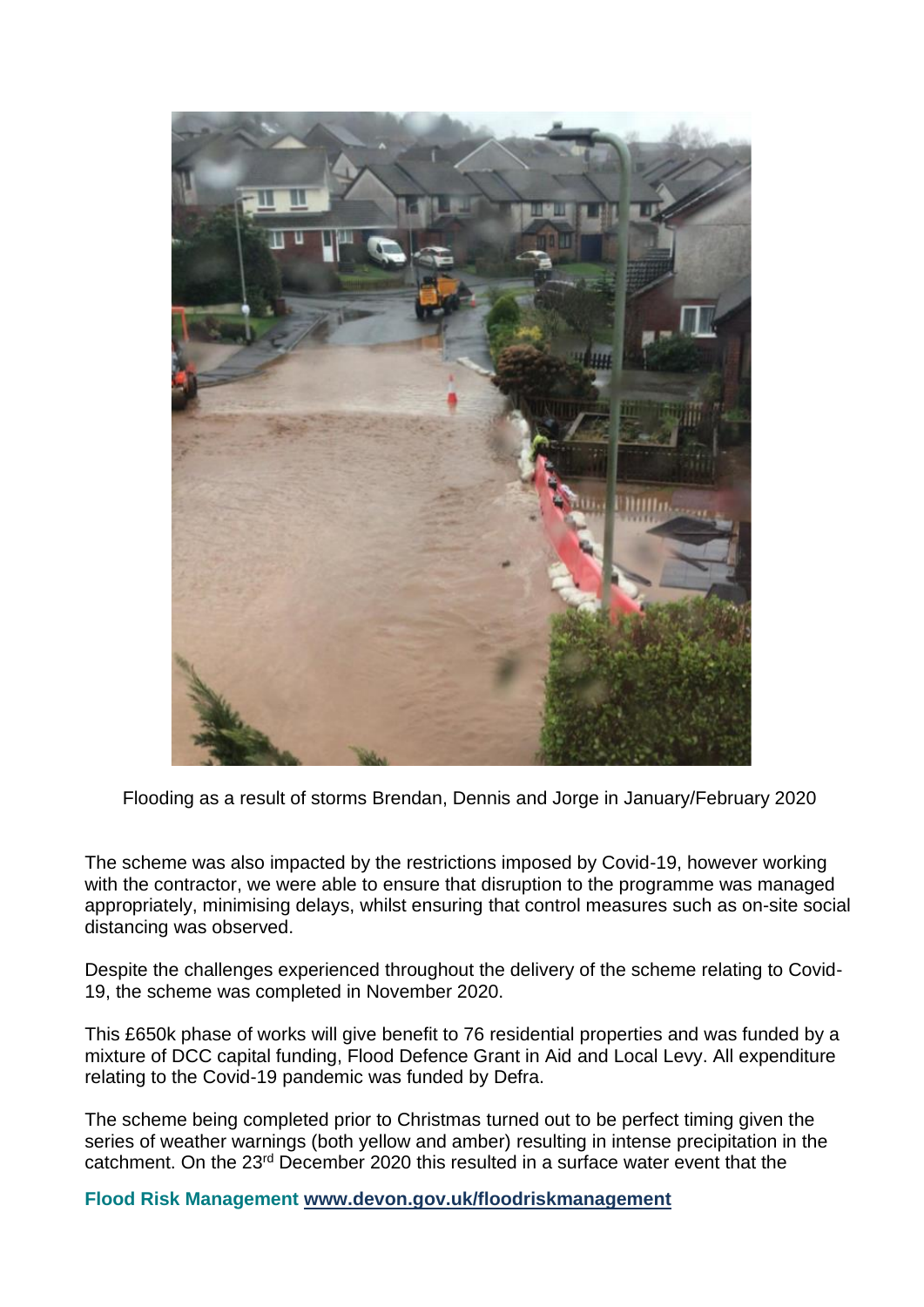Flooding as a result of storms Brendan, Dennis and Jorge in January/February 2020

The scheme was also impacted by the restrictions imposed by Covid-19, however working with the contractor, we were able to ensure that disruption to the programme was managed appropriately, minimising delays, whilst ensuring that control measures such as on-site social distancing was observed.

Despite the challenges experienced throughout the delivery of the scheme relating to Covid-19, the scheme was completed in November 2020.

This £650k phase of works will give benefit to 76 residential properties and was funded by a mixture of DCC capital funding, Flood Defence Grant in Aid and Local Levy. All expenditure relating to the Covid-19 pandemic was funded by Defra.

The scheme being completed prior to Christmas turned out to be perfect timing given the series of weather warnings (both yellow and amber) resulting in intense precipitation in the catchment. On the 23rd December 2020 this resulted in a surface water event that the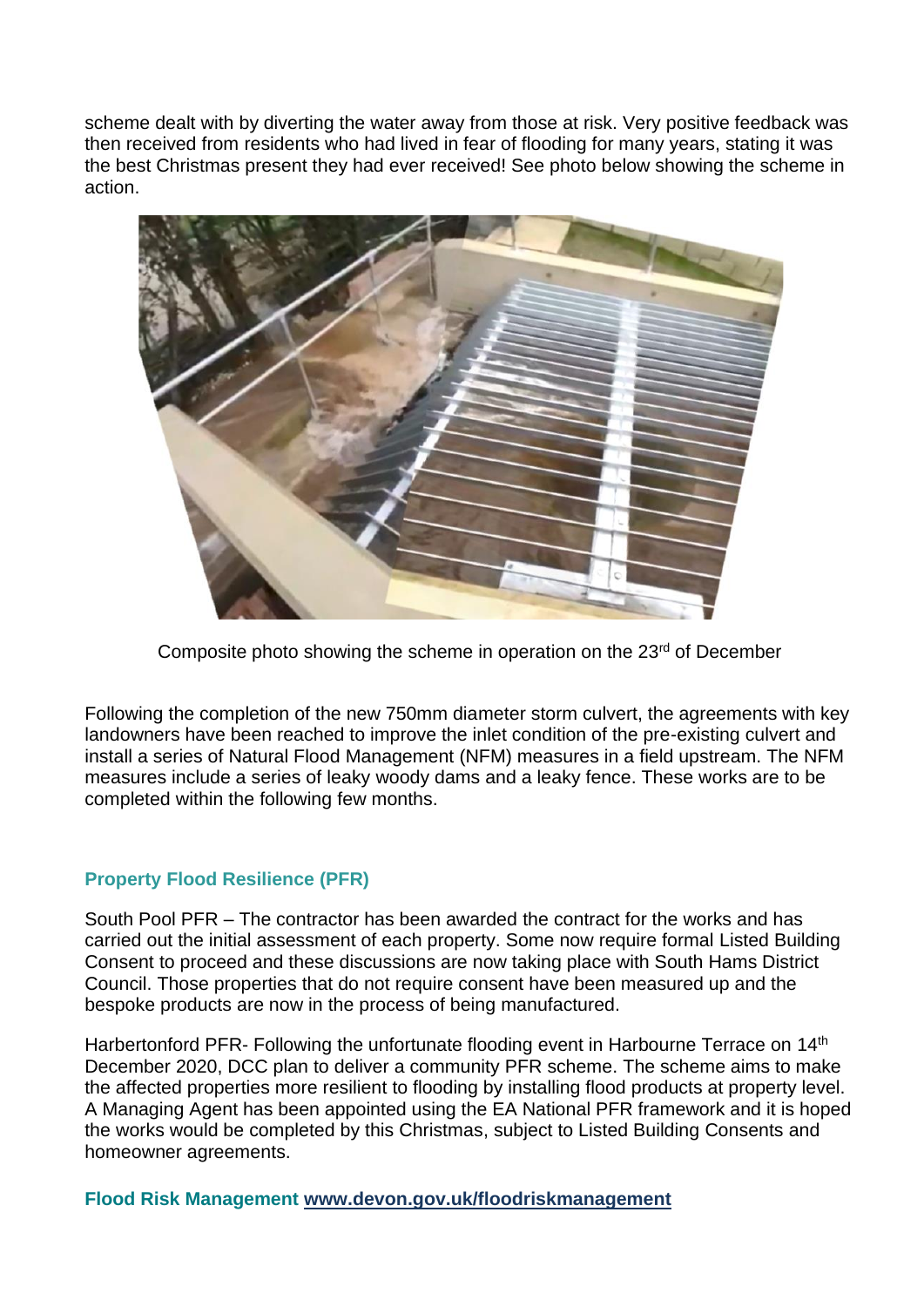scheme dealt with by diverting the water away from those at risk. Very positive feedback was then received from residents who had lived in fear of flooding for many years, stating it was the best Christmas present they had ever received! See photo below showing the scheme in action.

Composite photo showing the scheme in operation on the 23rd of December

Following the completion of the new 750mm diameter storm culvert, the agreements with key landowners have been reached to improve the inlet condition of the pre-existing culvert and install a series of Natural Flood Management (NFM) measures in a field upstream. The NFM measures include a series of leaky woody dams and a leaky fence. These works are to be completed within the following few months.

### Property Flood Resilience (PFR)

South Pool PFR – The contractor has been awarded the contract for the works and has carried out the initial assessment of each property. Some now require formal Listed Building Consent to proceed and these discussions are now taking place with South Hams District Council. Those properties that do not require consent have been measured up and the bespoke products are now in the process of being manufactured.

Harbertonford PFR- Following the unfortunate flooding event in Harbourne Terrace on 14th December 2020, DCC plan to deliver a community PFR scheme. The scheme aims to make the affected properties more resilient to flooding by installing flood products at property level. A Managing Agent has been appointed using the EA National PFR framework and it is hoped the works would be completed by this Christmas, subject to Listed Building Consents and homeowner agreements.

**Flood Risk Management [www.devon.gov.uk/floodriskmanagement](www.devon.gov.uk/floodriskmanagement)**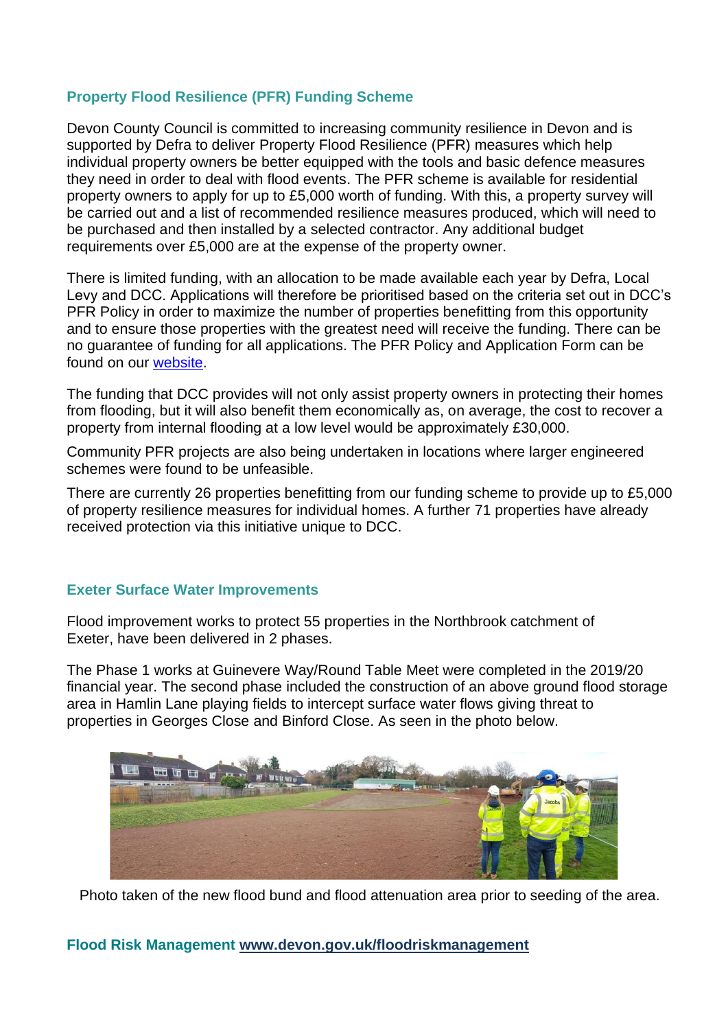## Property Flood Resilience (PFR) Funding Scheme

Devon County Council is committed to increasing community resilience in Devon and is supported by Defra to deliver Property Flood Resilience (PFR) measures which help individual property owners be better equipped with the tools and basic defence measures they need in order to deal with flood events. The PFR scheme is available for residential property owners to apply for up to £5,000 worth of funding. With this, a property survey will be carried out and a list of recommended resilience measures produced, which will need to be purchased and then installed by a selected contractor. Any additional budget requirements over £5,000 are at the expense of the property owner.

There is limited funding, with an allocation to be made available each year by Defra, Local Levy and DCC. Applications will therefore be prioritised based on the criteria set out in DCC's PFR Policy in order to maximize the number of properties benefitting from this opportunity and to ensure those properties with the greatest need will receive the funding. There can be no guarantee of funding for all applications. The PFR Policy and Application Form can be found on our website.

The funding that DCC provides will not only assist property owners in protecting their homes from flooding, but it will also benefit them economically as, on average, the cost to recover a property from internal flooding at a low level would be approximately £30,000.

Community PFR projects are also being undertaken in locations where larger engineered schemes were found to be unfeasible.

There are currently 26 properties benefitting from our funding scheme to provide up to £5,000 of property resilience measures for individual homes. A further 71 properties have already received protection via this initiative unique to DCC.

## Exeter Surface Water Improvements

Flood improvement works to protect 55 properties in the Northbrook catchment of Exeter, have been delivered in 2 phases.

The Phase 1 works at Guinevere Way/Round Table Meet were completed in the 2019/20 financial year. The second phase included the construction of an above ground flood storage area in Hamlin Lane playing fields to intercept surface water flows giving threat to properties in Georges Close and Binford Close. As seen in the photo below.

Photo taken of the new flood bund and flood attenuation area prior to seeding of the area.

**Flood Risk Management www.devon.gov.uk/floodriskmanagement**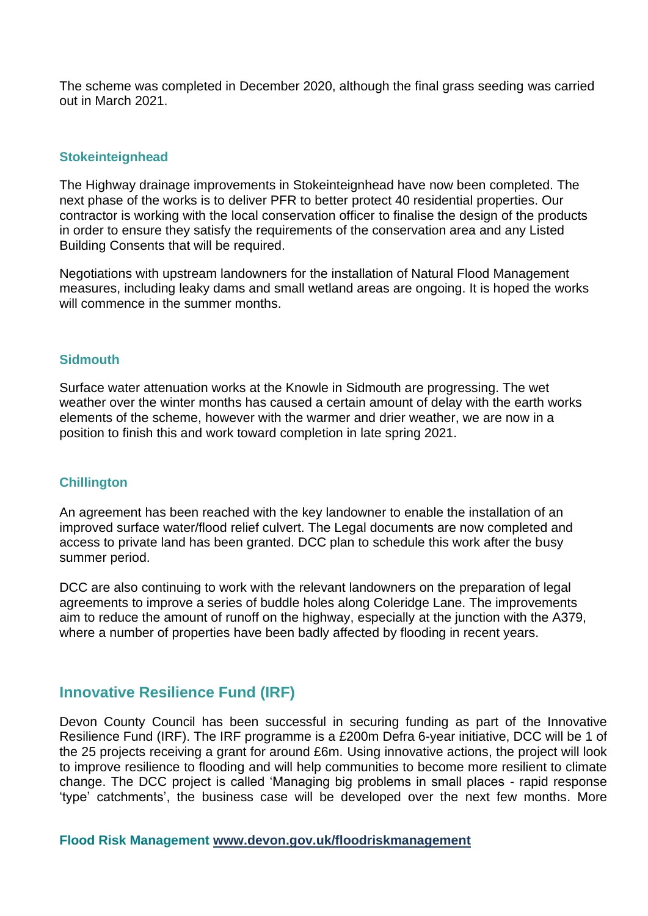The scheme was completed in December 2020, although the final grass seeding was carried out in March 2021.

### Stokeinteignhead

The Highway drainage improvements in Stokeinteignhead have now been completed. The next phase of the works is to deliver PFR to better protect 40 residential properties. Our contractor is working with the local conservation officer to finalise the design of the products in order to ensure they satisfy the requirements of the conservation area and any Listed Building Consents that will be required.

Negotiations with upstream landowners for the installation of Natural Flood Management measures, including leaky dams and small wetland areas are ongoing. It is hoped the works will commence in the summer months.

### Sidmouth

Surface water attenuation works at the Knowle in Sidmouth are progressing. The wet weather over the winter months has caused a certain amount of delay with the earth works elements of the scheme, however with the warmer and drier weather, we are now in a position to finish this and work toward completion in late spring 2021.

### Chillington

An agreement has been reached with the key landowner to enable the installation of an improved surface water/flood relief culvert. The Legal documents are now completed and access to private land has been granted. DCC plan to schedule this work after the busy summer period.

DCC are also continuing to work with the relevant landowners on the preparation of legal agreements to improve a series of buddle holes along Coleridge Lane. The improvements aim to reduce the amount of runoff on the highway, especially at the junction with the A379, where a number of properties have been badly affected by flooding in recent years.

## Innovative Resilience Fund (IRF)

Devon County Council has been successful in securing funding as part of the Innovative Resilience Fund (IRF). The IRF programme is a £200m Defra 6-year initiative, DCC will be 1 of the 25 projects receiving a grant for around £6m. Using innovative actions, the project will look to improve resilience to flooding and will help communities to become more resilient to climate change. The DCC project is called 'Managing big problems in small places - rapid response 'type' catchments', the business case will be developed over the next few months. More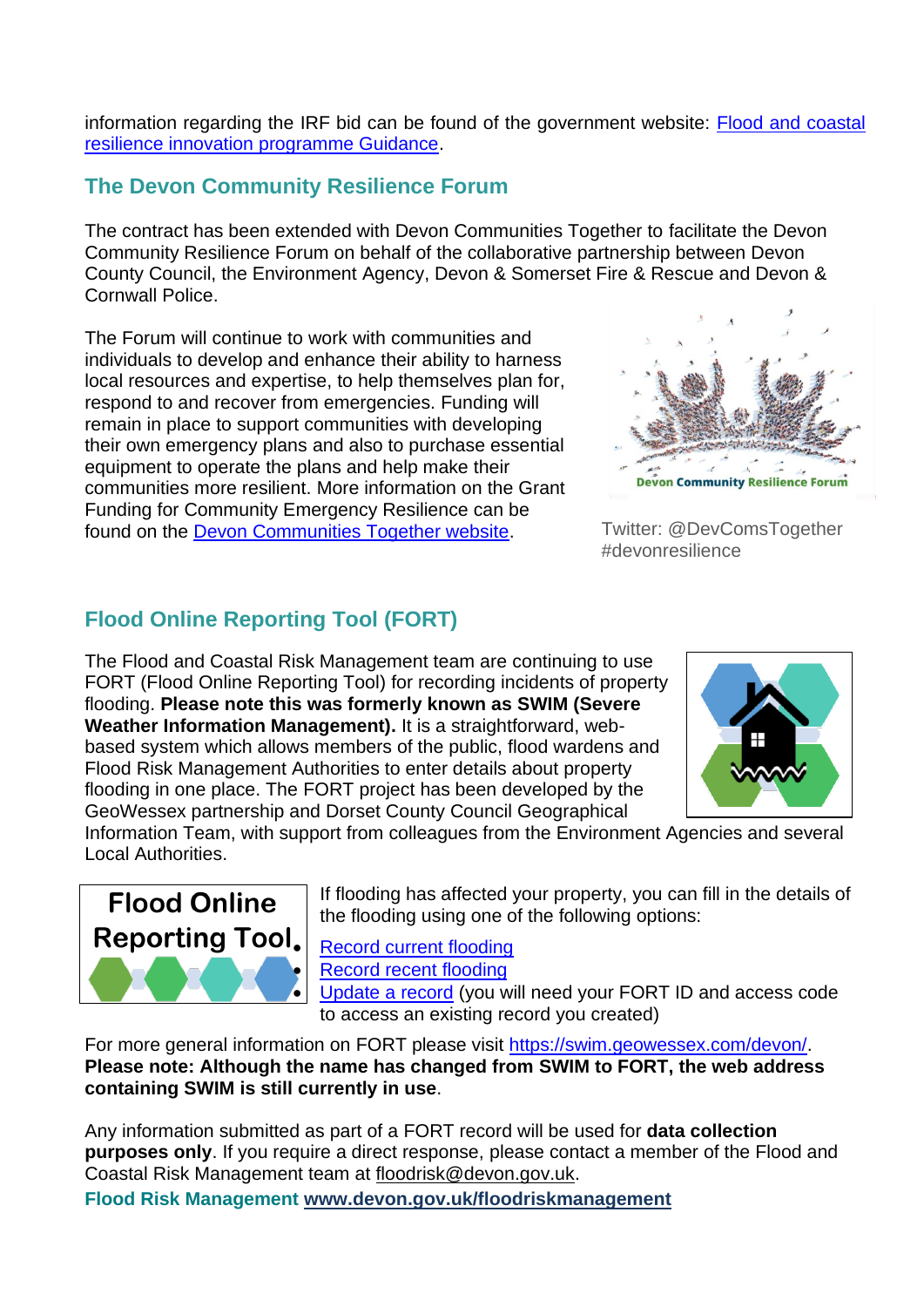information regarding the IRF bid can be found of the government website: Flood and coastal resilience innovation programme Guidance.

## The Devon Community Resilience Forum

The contract has been extended with Devon Communities Together to facilitate the Devon Community Resilience Forum on behalf of the collaborative partnership between Devon County Council, the Environment Agency, Devon & Somerset Fire & Rescue and Devon & Cornwall Police.

The Forum will continue to work with communities and individuals to develop and enhance their ability to harness local resources and expertise, to help themselves plan for, respond to and recover from emergencies. Funding will remain in place to support communities with developing their own emergency plans and also to purchase essential equipment to operate the plans and help make their communities more resilient. More information on the Grant Funding for Community Emergency Resilience can be found on the Devon Communities Together website.

Devon Community Resilience Forum

Twitter: @DevComsTogether #devonresilience

## Flood Online Reporting Tool (FORT)

The Flood and Coastal Risk Management team are continuing to use FORT (Flood Online Reporting Tool) for recording incidents of property flooding. **Please note this was formerly known as SWIM (Severe Weather Information Management).** It is a straightforward, web-based system which allows members of the public, flood wardens and Flood Risk Management Authorities to enter details about property flooding in one place. The FORT project has been developed by the GeoWessex partnership and Dorset County Council Geographical Information Team, with support from colleagues from the Environment Agencies and several Local Authorities.

Flood Online Reporting Tool.

If flooding has affected your property, you can fill in the details of the flooding using one of the following options:

- Record current flooding
- Record recent flooding
- Update a record (you will need your FORT ID and access code to access an existing record you created)

For more general information on FORT please visit https://swim.geowessex.com/devon/. **Please note: Although the name has changed from SWIM to FORT, the web address containing SWIM is still currently in use**.

Any information submitted as part of a FORT record will be used for **data collection purposes only**. If you require a direct response, please contact a member of the Flood and Coastal Risk Management team at floodrisk@devon.gov.uk.

**Flood Risk Management www.devon.gov.uk/floodriskmanagement**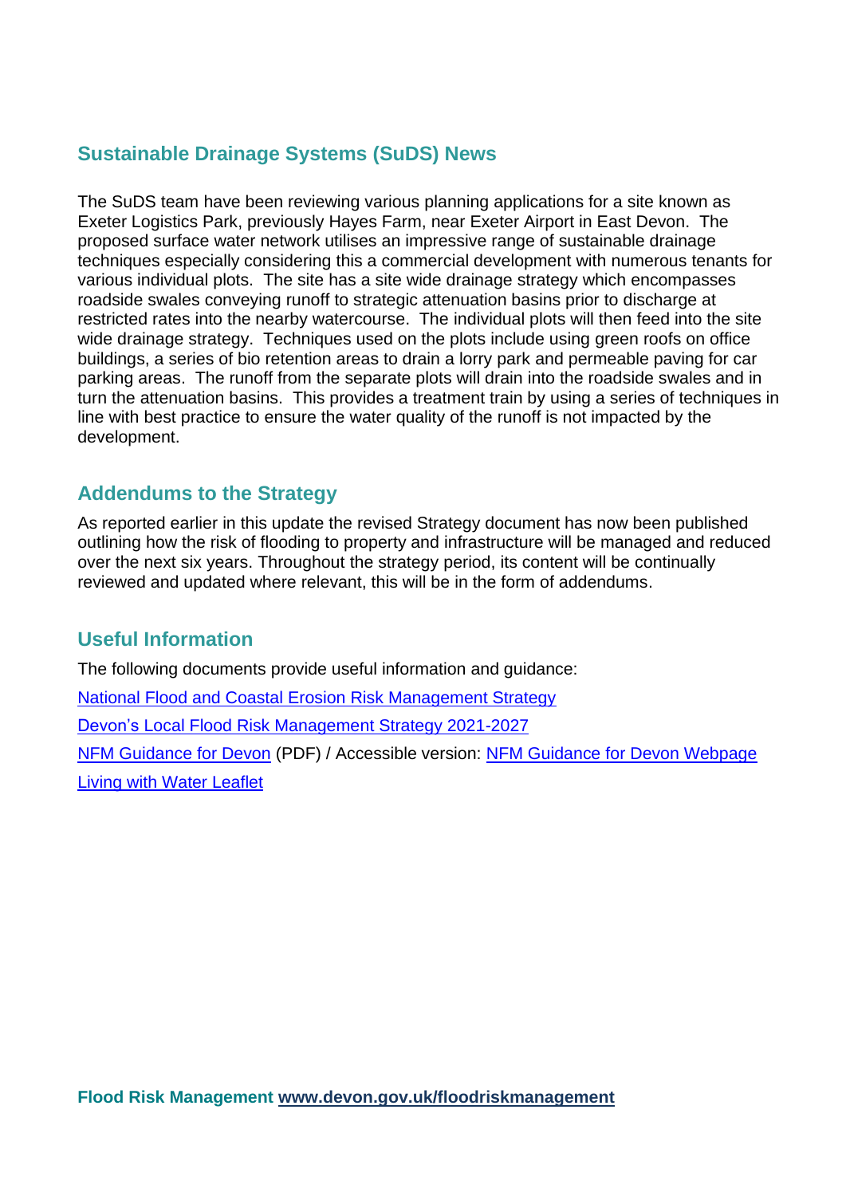## Sustainable Drainage Systems (SuDS) News

The SuDS team have been reviewing various planning applications for a site known as Exeter Logistics Park, previously Hayes Farm, near Exeter Airport in East Devon. The proposed surface water network utilises an impressive range of sustainable drainage techniques especially considering this a commercial development with numerous tenants for various individual plots. The site has a site wide drainage strategy which encompasses roadside swales conveying runoff to strategic attenuation basins prior to discharge at restricted rates into the nearby watercourse. The individual plots will then feed into the site wide drainage strategy. Techniques used on the plots include using green roofs on office buildings, a series of bio retention areas to drain a lorry park and permeable paving for car parking areas. The runoff from the separate plots will drain into the roadside swales and in turn the attenuation basins. This provides a treatment train by using a series of techniques in line with best practice to ensure the water quality of the runoff is not impacted by the development.

## Addendums to the Strategy

As reported earlier in this update the revised Strategy document has now been published outlining how the risk of flooding to property and infrastructure will be managed and reduced over the next six years. Throughout the strategy period, its content will be continually reviewed and updated where relevant, this will be in the form of addendums.

## Useful Information

The following documents provide useful information and guidance:

National Flood and Coastal Erosion Risk Management Strategy

Devon's Local Flood Risk Management Strategy 2021-2027

NFM Guidance for Devon (PDF) / Accessible version: NFM Guidance for Devon Webpage

Living with Water Leaflet

**Flood Risk Management www.devon.gov.uk/floodriskmanagement**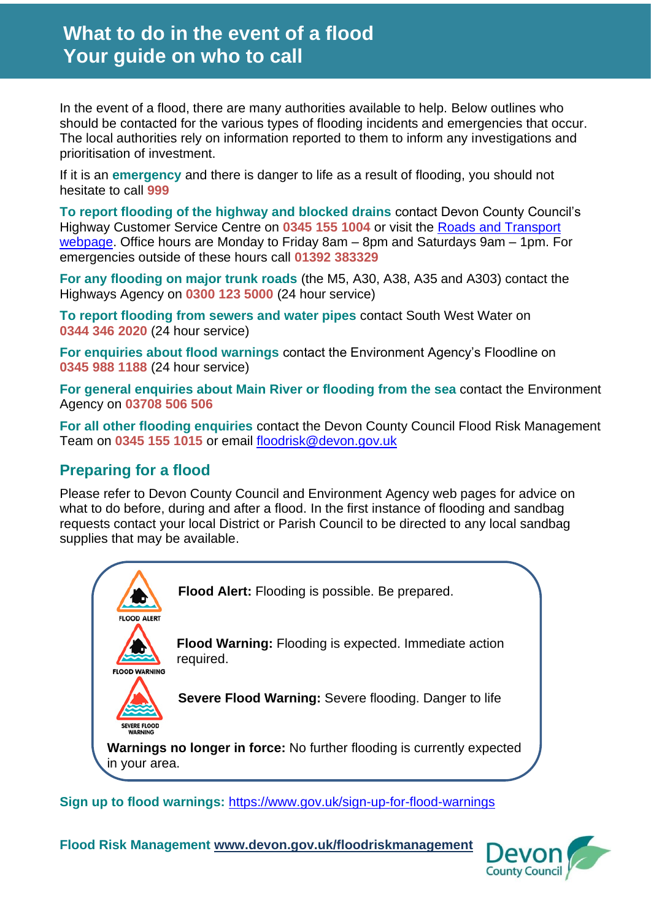# What to do in the event of a flood
# Your guide on who to call

In the event of a flood, there are many authorities available to help. Below outlines who should be contacted for the various types of flooding incidents and emergencies that occur. The local authorities rely on information reported to them to inform any investigations and prioritisation of investment.

If it is an **emergency** and there is danger to life as a result of flooding, you should not hesitate to call **999**

**To report flooding of the highway and blocked drains** contact Devon County Council's Highway Customer Service Centre on **0345 155 1004** or visit the [Roads and Transport webpage](). Office hours are Monday to Friday 8am – 8pm and Saturdays 9am – 1pm. For emergencies outside of these hours call **01392 383329**

**For any flooding on major trunk roads** (the M5, A30, A38, A35 and A303) contact the Highways Agency on **0300 123 5000** (24 hour service)

**To report flooding from sewers and water pipes** contact South West Water on **0344 346 2020** (24 hour service)

**For enquiries about flood warnings** contact the Environment Agency's Floodline on **0345 988 1188** (24 hour service)

**For general enquiries about Main River or flooding from the sea** contact the Environment Agency on **03708 506 506**

**For all other flooding enquiries** contact the Devon County Council Flood Risk Management Team on **0345 155 1015** or email floodrisk@devon.gov.uk

## Preparing for a flood

Please refer to Devon County Council and Environment Agency web pages for advice on what to do before, during and after a flood. In the first instance of flooding and sandbag requests contact your local District or Parish Council to be directed to any local sandbag supplies that may be available.

FLOOD ALERT

**Flood Alert:** Flooding is possible. Be prepared.

FLOOD WARNING

**Flood Warning:** Flooding is expected. Immediate action required.

SEVERE FLOOD WARNING

**Severe Flood Warning:** Severe flooding. Danger to life

**Warnings no longer in force:** No further flooding is currently expected in your area.

**Sign up to flood warnings:** https://www.gov.uk/sign-up-for-flood-warnings

**Flood Risk Management www.devon.gov.uk/floodriskmanagement**

Devon County Council